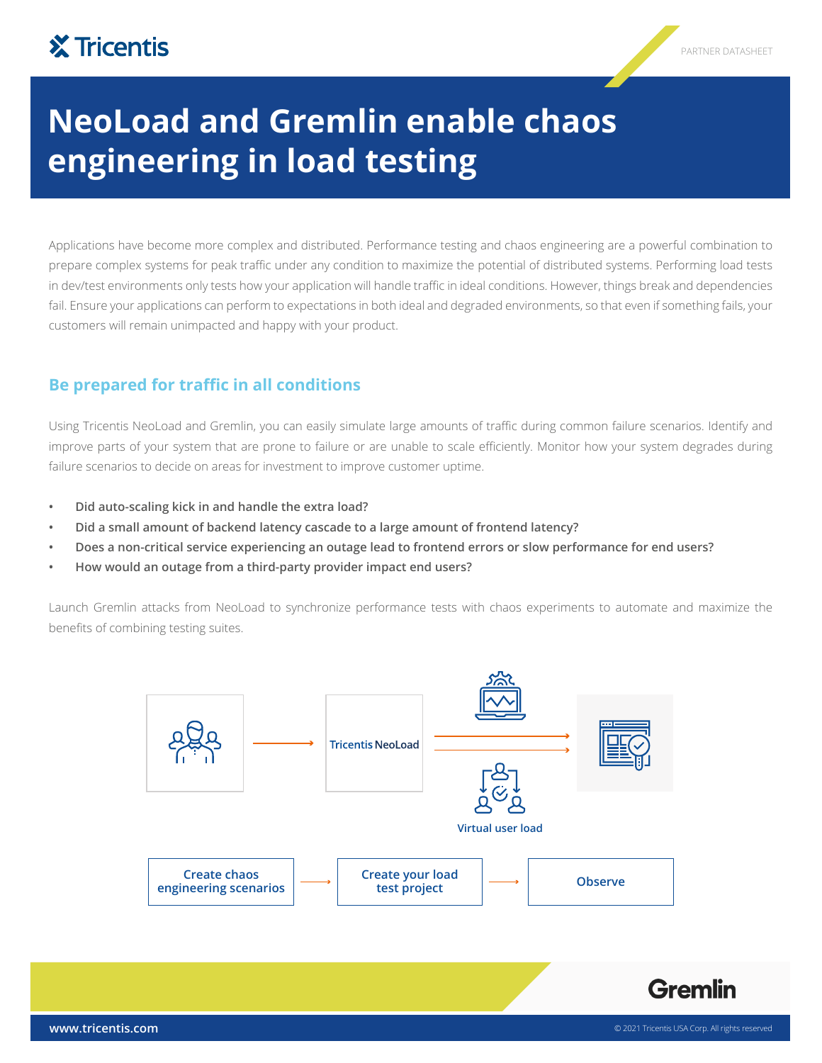PARTNER DATASHEET

# NeoLoad and Gremlin enable chaos engineering in load testing

Applications have become more complex and distributed. Performance testing and chaos engineering are a powerful combination to prepare complex systems for peak traffic under any condition to maximize the potential of distributed systems. Performing load tests in dev/test environments only tests how your application will handle traffic in ideal conditions. However, things break and dependencies fail. Ensure your applications can perform to expectations in both ideal and degraded environments, so that even if something fails, your customers will remain unimpacted and happy with your product.

## Be prepared for traffic in all conditions

Using Tricentis NeoLoad and Gremlin, you can easily simulate large amounts of traffic during common failure scenarios. Identify and improve parts of your system that are prone to failure or are unable to scale efficiently. Monitor how your system degrades during failure scenarios to decide on areas for investment to improve customer uptime.

- **Did auto-scaling kick in and handle the extra load?**
- **Did a small amount of backend latency cascade to a large amount of frontend latency?**
- **Does a non-critical service experiencing an outage lead to frontend errors or slow performance for end users?**
- **How would an outage from a third-party provider impact end users?**

Launch Gremlin attacks from NeoLoad to synchronize performance tests with chaos experiments to automate and maximize the benefits of combining testing suites.

Tricentis NeoLoad

Virtual user load

Create chaos engineering scenarios → Create your load test project → Observe

Gremlin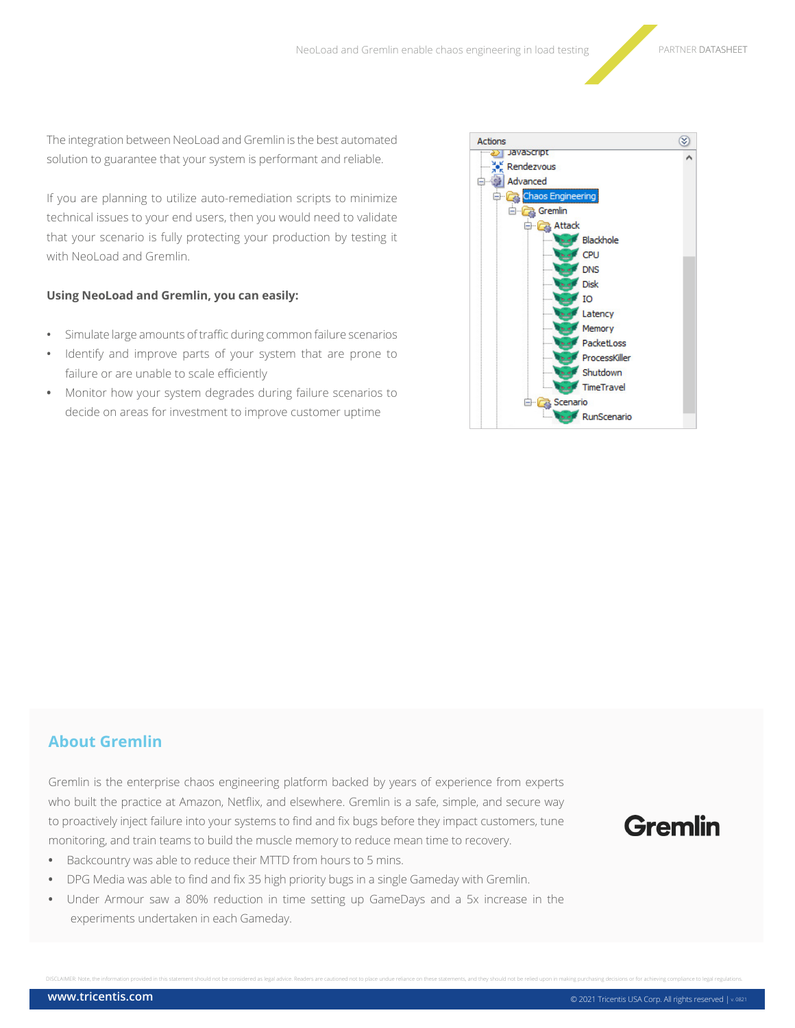The integration between NeoLoad and Gremlin is the best automated solution to guarantee that your system is performant and reliable.

If you are planning to utilize auto-remediation scripts to minimize technical issues to your end users, then you would need to validate that your scenario is fully protecting your production by testing it with NeoLoad and Gremlin.

**Using NeoLoad and Gremlin, you can easily:**

- Simulate large amounts of traffic during common failure scenarios
- Identify and improve parts of your system that are prone to failure or are unable to scale efficiently
- Monitor how your system degrades during failure scenarios to decide on areas for investment to improve customer uptime

Actions
JavaScript
Rendezvous
Advanced
Chaos Engineering
Gremlin
Attack
Blackhole
CPU
DNS
Disk
IO
Latency
Memory
PacketLoss
ProcessKiller
Shutdown
TimeTravel
Scenario
RunScenario

## About Gremlin

Gremlin is the enterprise chaos engineering platform backed by years of experience from experts who built the practice at Amazon, Netflix, and elsewhere. Gremlin is a safe, simple, and secure way to proactively inject failure into your systems to find and fix bugs before they impact customers, tune monitoring, and train teams to build the muscle memory to reduce mean time to recovery.

- Backcountry was able to reduce their MTTD from hours to 5 mins.
- DPG Media was able to find and fix 35 high priority bugs in a single Gameday with Gremlin.
- Under Armour saw a 80% reduction in time setting up GameDays and a 5x increase in the experiments undertaken in each Gameday.

Gremlin

DISCLAIMER: Note, the information provided in this statement should not be considered as legal advice. Readers are cautioned not to place undue reliance on these statements, and they should not be relied upon in making purchasing decisions or for achieving compliance to legal regulations.

www.tricentis.com

© 2021 Tricentis USA Corp. All rights reserved | v. 0821